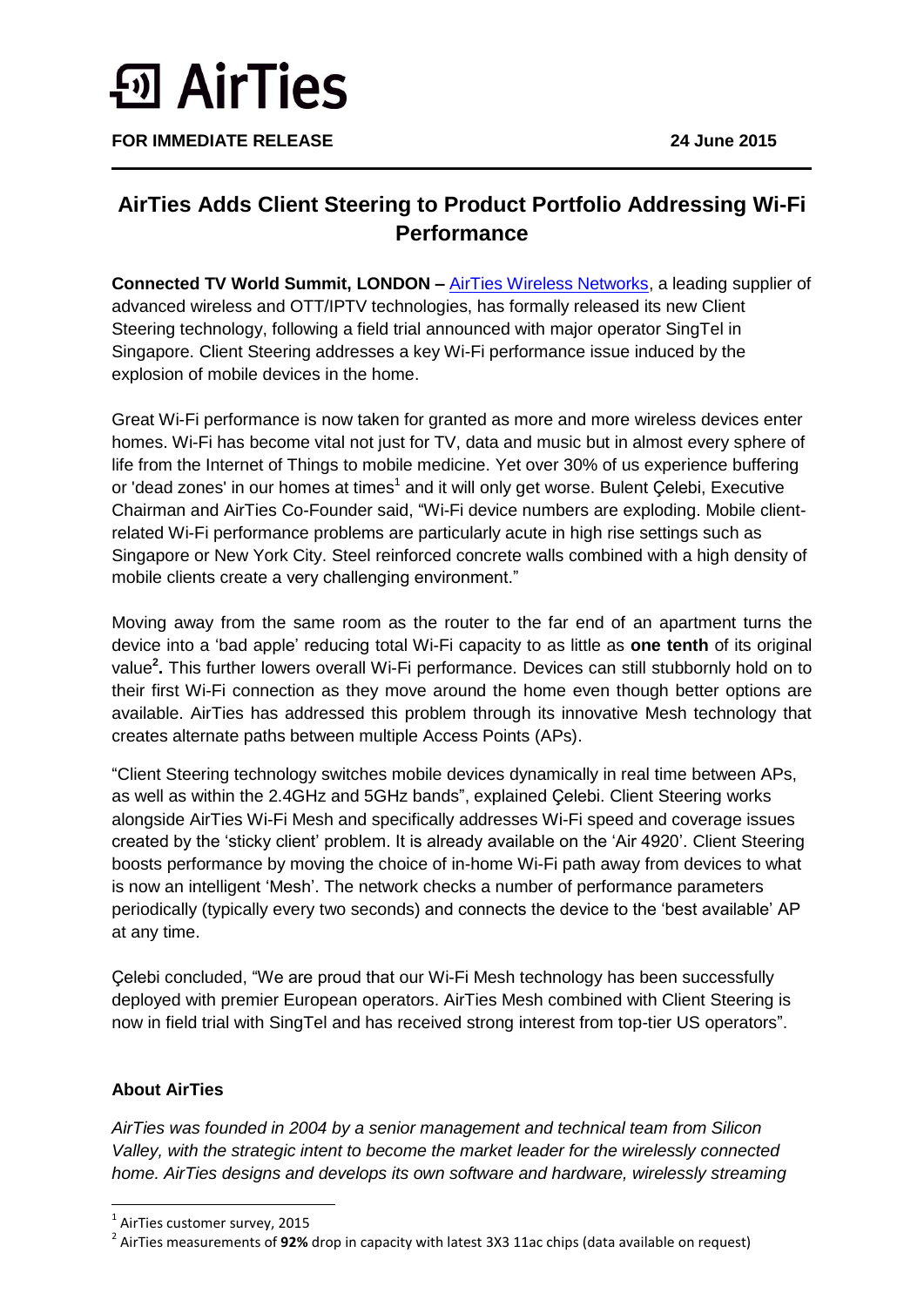# AirTies

**FOR IMMEDIATE RELEASE** **24 June 2015**

## AirTies Adds Client Steering to Product Portfolio Addressing Wi-Fi Performance

**Connected TV World Summit, LONDON –** AirTies Wireless Networks, a leading supplier of advanced wireless and OTT/IPTV technologies, has formally released its new Client Steering technology, following a field trial announced with major operator SingTel in Singapore. Client Steering addresses a key Wi-Fi performance issue induced by the explosion of mobile devices in the home.

Great Wi-Fi performance is now taken for granted as more and more wireless devices enter homes. Wi-Fi has become vital not just for TV, data and music but in almost every sphere of life from the Internet of Things to mobile medicine. Yet over 30% of us experience buffering or 'dead zones' in our homes at times[1] and it will only get worse. Bulent Çelebi, Executive Chairman and AirTies Co-Founder said, "Wi-Fi device numbers are exploding. Mobile client-related Wi-Fi performance problems are particularly acute in high rise settings such as Singapore or New York City. Steel reinforced concrete walls combined with a high density of mobile clients create a very challenging environment."

Moving away from the same room as the router to the far end of an apartment turns the device into a 'bad apple' reducing total Wi-Fi capacity to as little as **one tenth** of its original value[2]**.** This further lowers overall Wi-Fi performance. Devices can still stubbornly hold on to their first Wi-Fi connection as they move around the home even though better options are available. AirTies has addressed this problem through its innovative Mesh technology that creates alternate paths between multiple Access Points (APs).

"Client Steering technology switches mobile devices dynamically in real time between APs, as well as within the 2.4GHz and 5GHz bands", explained Çelebi. Client Steering works alongside AirTies Wi-Fi Mesh and specifically addresses Wi-Fi speed and coverage issues created by the 'sticky client' problem. It is already available on the 'Air 4920'. Client Steering boosts performance by moving the choice of in-home Wi-Fi path away from devices to what is now an intelligent 'Mesh'. The network checks a number of performance parameters periodically (typically every two seconds) and connects the device to the 'best available' AP at any time.

Çelebi concluded, "We are proud that our Wi-Fi Mesh technology has been successfully deployed with premier European operators. AirTies Mesh combined with Client Steering is now in field trial with SingTel and has received strong interest from top-tier US operators".

### About AirTies

*AirTies was founded in 2004 by a senior management and technical team from Silicon Valley, with the strategic intent to become the market leader for the wirelessly connected home. AirTies designs and develops its own software and hardware, wirelessly streaming*

---

[1] AirTies customer survey, 2015

[2] AirTies measurements of **92%** drop in capacity with latest 3X3 11ac chips (data available on request)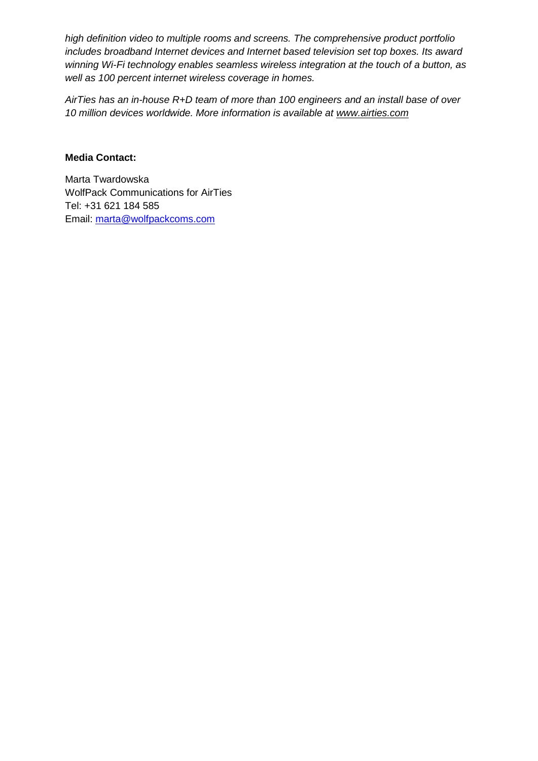*high definition video to multiple rooms and screens. The comprehensive product portfolio includes broadband Internet devices and Internet based television set top boxes. Its award winning Wi-Fi technology enables seamless wireless integration at the touch of a button, as well as 100 percent internet wireless coverage in homes.*

*AirTies has an in-house R+D team of more than 100 engineers and an install base of over 10 million devices worldwide. More information is available at [www.airties.com](http://www.airties.com)*

**Media Contact:**

Marta Twardowska
WolfPack Communications for AirTies
Tel: +31 621 184 585
Email: [marta@wolfpackcoms.com](mailto:marta@wolfpackcoms.com)